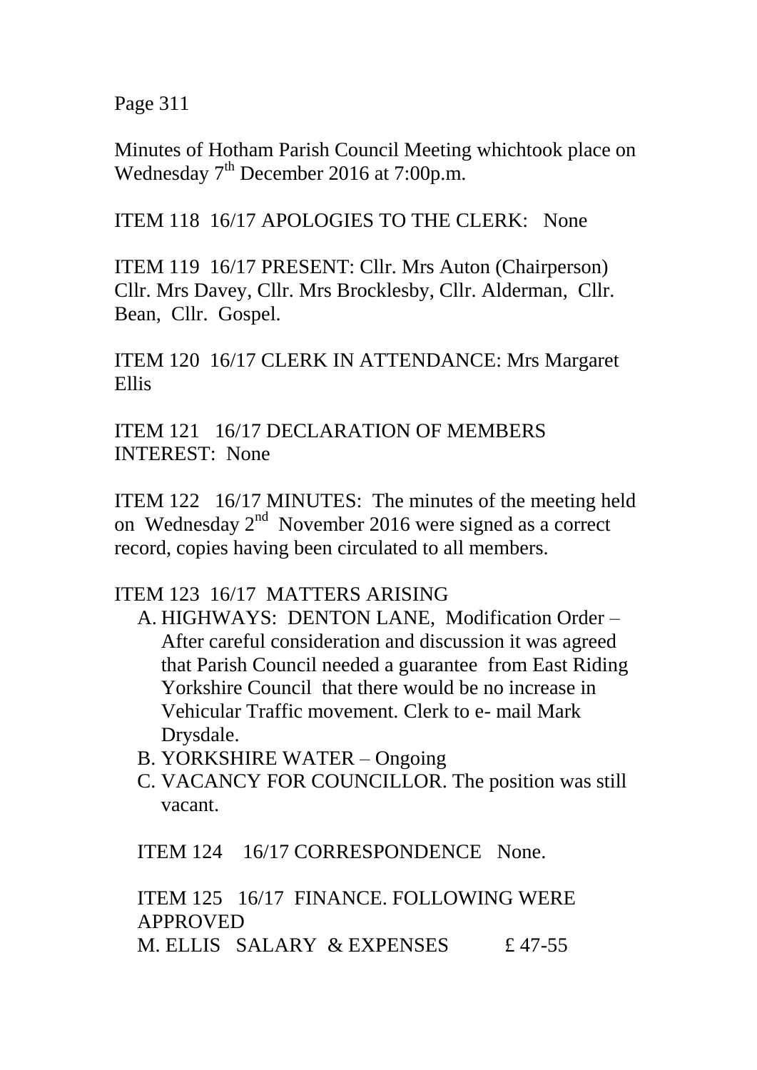Minutes of Hotham Parish Council Meeting whichtook place on Wednesday 7th December 2016 at 7:00p.m.

ITEM 118 16/17 APOLOGIES TO THE CLERK: None

ITEM 119 16/17 PRESENT: Cllr. Mrs Auton (Chairperson) Cllr. Mrs Davey, Cllr. Mrs Brocklesby, Cllr. Alderman, Cllr. Bean, Cllr. Gospel.

ITEM 120 16/17 CLERK IN ATTENDANCE: Mrs Margaret Ellis

ITEM 121 16/17 DECLARATION OF MEMBERS INTEREST: None

ITEM 122 16/17 MINUTES: The minutes of the meeting held on Wednesday 2nd November 2016 were signed as a correct record, copies having been circulated to all members.

ITEM 123 16/17 MATTERS ARISING

A. HIGHWAYS: DENTON LANE, Modification Order – After careful consideration and discussion it was agreed that Parish Council needed a guarantee from East Riding Yorkshire Council that there would be no increase in Vehicular Traffic movement. Clerk to e- mail Mark Drysdale.
B. YORKSHIRE WATER – Ongoing
C. VACANCY FOR COUNCILLOR. The position was still vacant.

ITEM 124 16/17 CORRESPONDENCE None.

ITEM 125 16/17 FINANCE. FOLLOWING WERE APPROVED

M. ELLIS SALARY & EXPENSES £ 47-55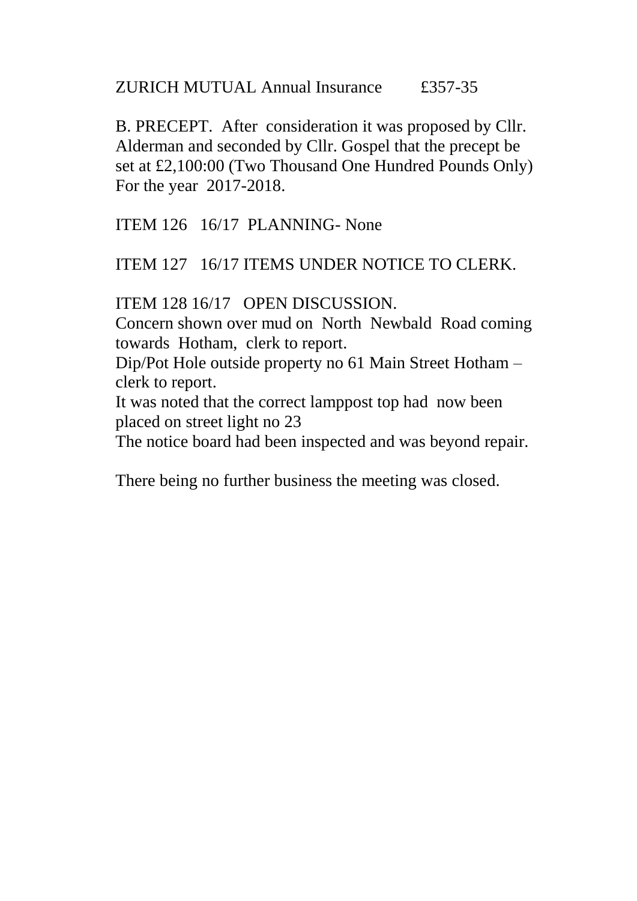ZURICH MUTUAL Annual Insurance £357-35

B. PRECEPT. After consideration it was proposed by Cllr. Alderman and seconded by Cllr. Gospel that the precept be set at £2,100:00 (Two Thousand One Hundred Pounds Only) For the year 2017-2018.

ITEM 126 16/17 PLANNING- None

ITEM 127 16/17 ITEMS UNDER NOTICE TO CLERK.

ITEM 128 16/17 OPEN DISCUSSION.
Concern shown over mud on North Newbald Road coming towards Hotham, clerk to report.
Dip/Pot Hole outside property no 61 Main Street Hotham – clerk to report.
It was noted that the correct lamppost top had now been placed on street light no 23
The notice board had been inspected and was beyond repair.

There being no further business the meeting was closed.